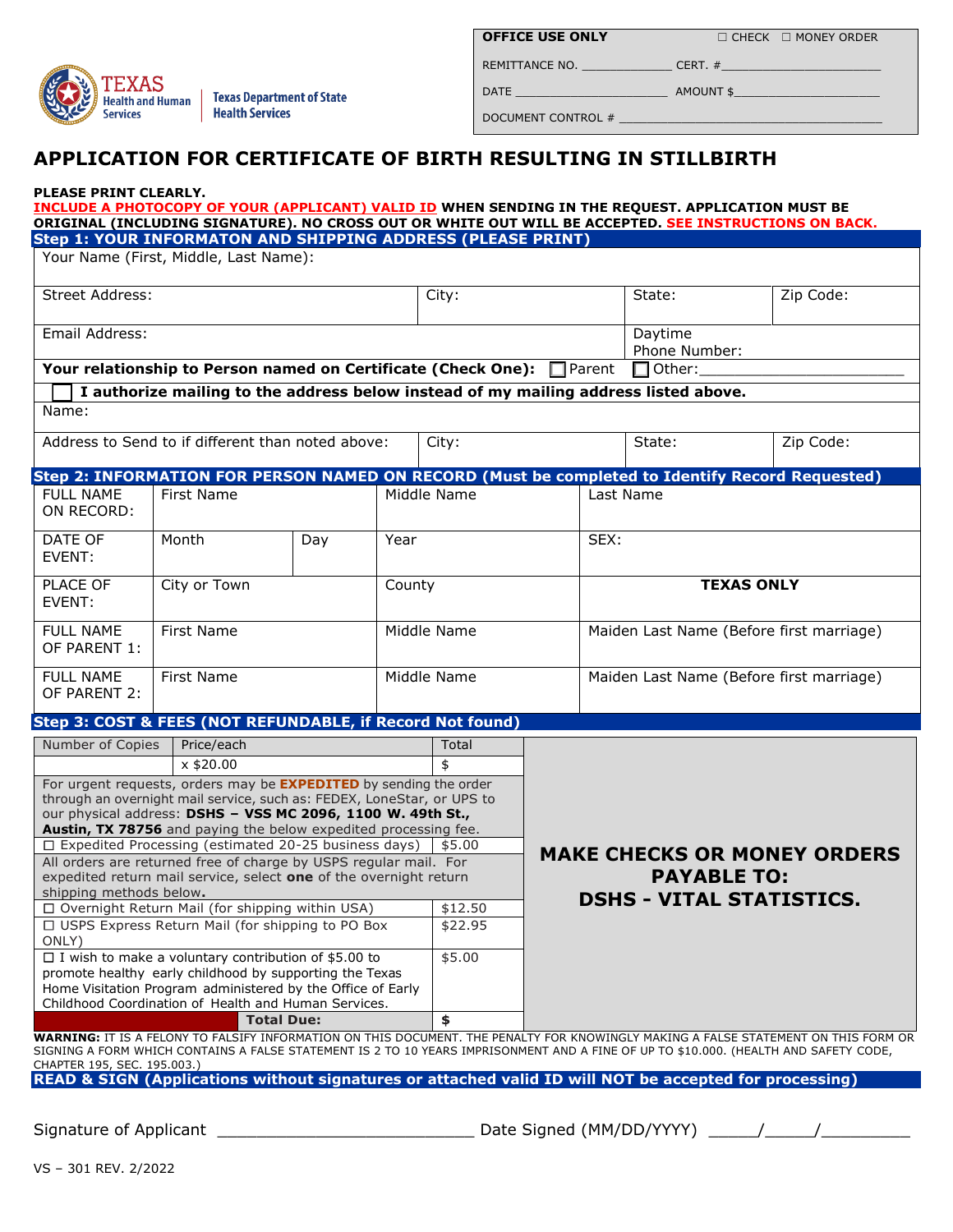| OFFICE USE ONLY | ☐ CHECK ☐ MONEY ORDER |
|---|---|
| REMITTANCE NO. _____________ | CERT. #________________________ |
| DATE ______________________ | AMOUNT $_____________________ |
| DOCUMENT CONTROL # ____________________________________ | |

TEXAS Health and Human Services | Texas Department of State Health Services

# APPLICATION FOR CERTIFICATE OF BIRTH RESULTING IN STILLBIRTH

**PLEASE PRINT CLEARLY.**
**INCLUDE A PHOTOCOPY OF YOUR (APPLICANT) VALID ID WHEN SENDING IN THE REQUEST. APPLICATION MUST BE ORIGINAL (INCLUDING SIGNATURE). NO CROSS OUT OR WHITE OUT WILL BE ACCEPTED. SEE INSTRUCTIONS ON BACK.**

## Step 1: YOUR INFORMATON AND SHIPPING ADDRESS (PLEASE PRINT)

| Your Name (First, Middle, Last Name): | | | |
|---|---|---|---|
| Street Address: | City: | State: | Zip Code: |
| Email Address: | | Daytime Phone Number: | |
| **Your relationship to Person named on Certificate (Check One):** ☐ Parent ☐ Other:________________________ | | | |
| ☐ **I authorize mailing to the address below instead of my mailing address listed above.** | | | |
| Name: | | | |
| Address to Send to if different than noted above: | City: | State: | Zip Code: |

## Step 2: INFORMATION FOR PERSON NAMED ON RECORD (Must be completed to Identify Record Requested)

| FULL NAME ON RECORD: | First Name | | Middle Name | Last Name |
|---|---|---|---|---|
| DATE OF EVENT: | Month | Day | Year | SEX: |
| PLACE OF EVENT: | City or Town | | County | **TEXAS ONLY** |
| FULL NAME OF PARENT 1: | First Name | | Middle Name | Maiden Last Name (Before first marriage) |
| FULL NAME OF PARENT 2: | First Name | | Middle Name | Maiden Last Name (Before first marriage) |

## Step 3: COST & FEES (NOT REFUNDABLE, if Record Not found)

| Number of Copies | Price/each | Total |
|---|---|---|
| | x $20.00 | $ |
| For urgent requests, orders may be **EXPEDITED** by sending the order through an overnight mail service, such as: FEDEX, LoneStar, or UPS to our physical address: **DSHS – VSS MC 2096, 1100 W. 49th St., Austin, TX 78756** and paying the below expedited processing fee. | | |
| ☐ Expedited Processing (estimated 20-25 business days) | | $5.00 |
| All orders are returned free of charge by USPS regular mail. For expedited return mail service, select **one** of the overnight return shipping methods below**.** | | |
| ☐ Overnight Return Mail (for shipping within USA) | | $12.50 |
| ☐ USPS Express Return Mail (for shipping to PO Box ONLY) | | $22.95 |
| ☐ I wish to make a voluntary contribution of $5.00 to promote healthy early childhood by supporting the Texas Home Visitation Program administered by the Office of Early Childhood Coordination of Health and Human Services. | | $5.00 |
| | **Total Due:** | **$** |

**MAKE CHECKS OR MONEY ORDERS PAYABLE TO: DSHS - VITAL STATISTICS.**

**WARNING:** IT IS A FELONY TO FALSIFY INFORMATION ON THIS DOCUMENT. THE PENALTY FOR KNOWINGLY MAKING A FALSE STATEMENT ON THIS FORM OR SIGNING A FORM WHICH CONTAINS A FALSE STATEMENT IS 2 TO 10 YEARS IMPRISONMENT AND A FINE OF UP TO $10.000. (HEALTH AND SAFETY CODE, CHAPTER 195, SEC. 195.003.)

## READ & SIGN (Applications without signatures or attached valid ID will NOT be accepted for processing)

Signature of Applicant __________________________ Date Signed (MM/DD/YYYY) _____/_____/_________

VS – 301 REV. 2/2022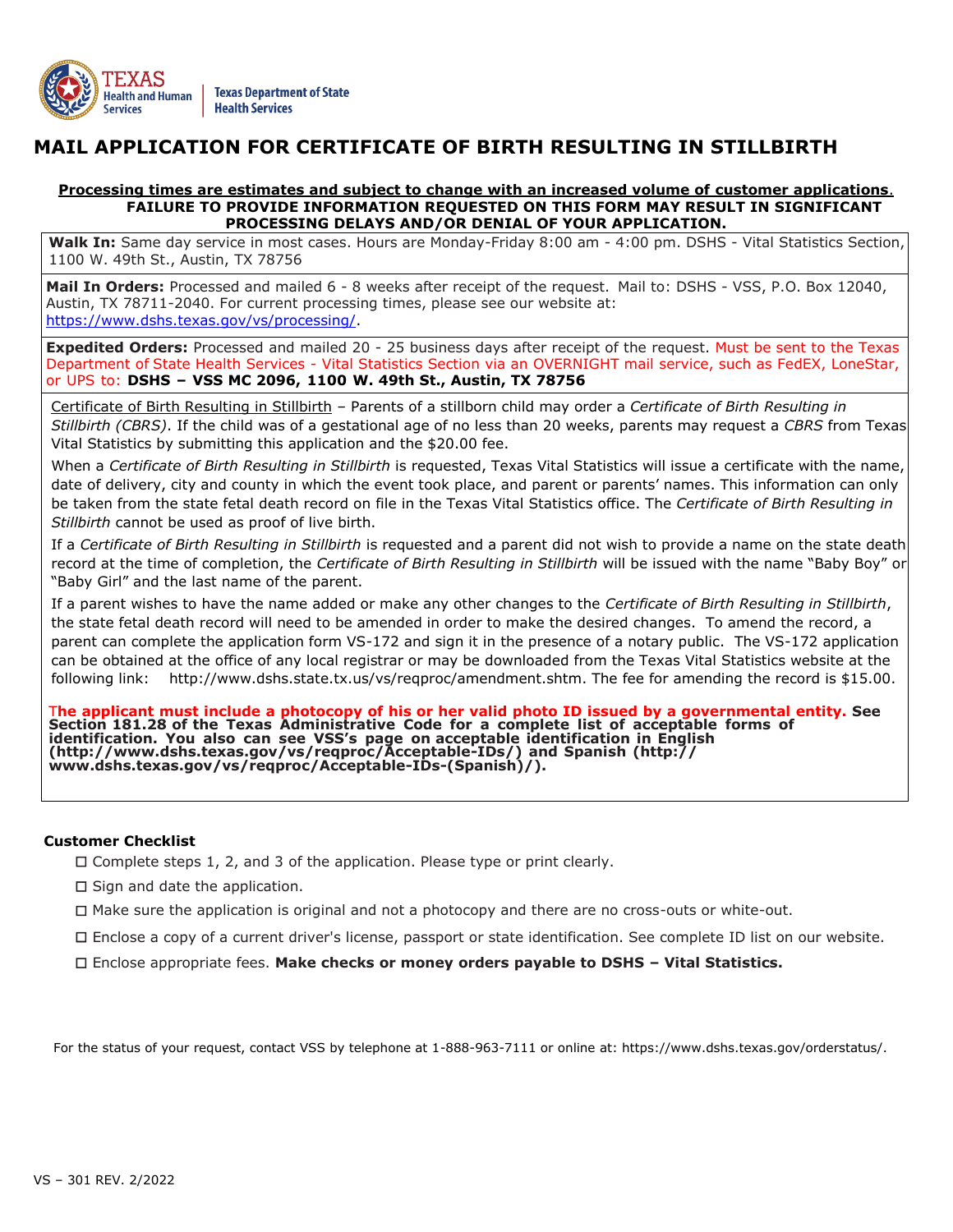Texas Health and Human Services | Texas Department of State Health Services

# MAIL APPLICATION FOR CERTIFICATE OF BIRTH RESULTING IN STILLBIRTH

**Processing times are estimates and subject to change with an increased volume of customer applications.**
**FAILURE TO PROVIDE INFORMATION REQUESTED ON THIS FORM MAY RESULT IN SIGNIFICANT PROCESSING DELAYS AND/OR DENIAL OF YOUR APPLICATION.**

**Walk In:** Same day service in most cases. Hours are Monday-Friday 8:00 am - 4:00 pm. DSHS - Vital Statistics Section, 1100 W. 49th St., Austin, TX 78756

**Mail In Orders:** Processed and mailed 6 - 8 weeks after receipt of the request. Mail to: DSHS - VSS, P.O. Box 12040, Austin, TX 78711-2040. For current processing times, please see our website at: https://www.dshs.texas.gov/vs/processing/.

**Expedited Orders:** Processed and mailed 20 - 25 business days after receipt of the request. Must be sent to the Texas Department of State Health Services - Vital Statistics Section via an OVERNIGHT mail service, such as FedEX, LoneStar, or UPS to: **DSHS – VSS MC 2096, 1100 W. 49th St., Austin, TX 78756**

Certificate of Birth Resulting in Stillbirth – Parents of a stillborn child may order a *Certificate of Birth Resulting in Stillbirth (CBRS)*. If the child was of a gestational age of no less than 20 weeks, parents may request a *CBRS* from Texas Vital Statistics by submitting this application and the $20.00 fee.

When a *Certificate of Birth Resulting in Stillbirth* is requested, Texas Vital Statistics will issue a certificate with the name, date of delivery, city and county in which the event took place, and parent or parents' names. This information can only be taken from the state fetal death record on file in the Texas Vital Statistics office. The *Certificate of Birth Resulting in Stillbirth* cannot be used as proof of live birth.

If a *Certificate of Birth Resulting in Stillbirth* is requested and a parent did not wish to provide a name on the state death record at the time of completion, the *Certificate of Birth Resulting in Stillbirth* will be issued with the name "Baby Boy" or "Baby Girl" and the last name of the parent.

If a parent wishes to have the name added or make any other changes to the *Certificate of Birth Resulting in Stillbirth*, the state fetal death record will need to be amended in order to make the desired changes. To amend the record, a parent can complete the application form VS-172 and sign it in the presence of a notary public. The VS-172 application can be obtained at the office of any local registrar or may be downloaded from the Texas Vital Statistics website at the following link: http://www.dshs.state.tx.us/vs/reqproc/amendment.shtm. The fee for amending the record is $15.00.

**The applicant must include a photocopy of his or her valid photo ID issued by a governmental entity. See Section 181.28 of the Texas Administrative Code for a complete list of acceptable forms of identification. You also can see VSS's page on acceptable identification in English (http://www.dshs.texas.gov/vs/reqproc/Acceptable-IDs/) and Spanish (http://www.dshs.texas.gov/vs/reqproc/Acceptable-IDs-(Spanish)/).**

**Customer Checklist**

- ☐ Complete steps 1, 2, and 3 of the application. Please type or print clearly.
- ☐ Sign and date the application.
- ☐ Make sure the application is original and not a photocopy and there are no cross-outs or white-out.
- ☐ Enclose a copy of a current driver's license, passport or state identification. See complete ID list on our website.
- ☐ Enclose appropriate fees. **Make checks or money orders payable to DSHS – Vital Statistics.**

For the status of your request, contact VSS by telephone at 1-888-963-7111 or online at: https://www.dshs.texas.gov/orderstatus/.

VS – 301 REV. 2/2022